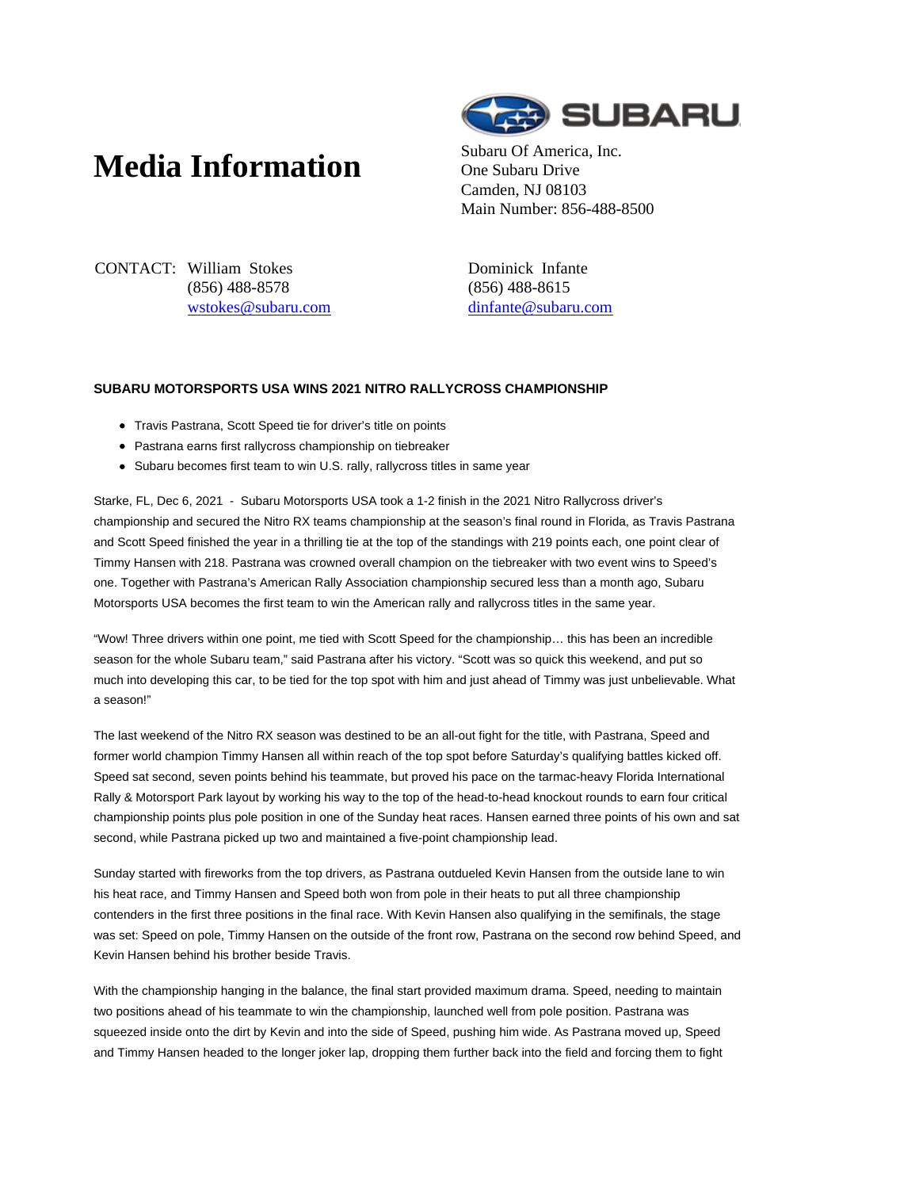# Media Information

Subaru Of America, Inc.
One Subaru Drive
Camden, NJ 08103
Main Number: 856-488-8500

CONTACT: William Stokes
(856) 488-8578
wstokes@subaru.com

Dominick Infante
(856) 488-8615
dinfante@subaru.com

**SUBARU MOTORSPORTS USA WINS 2021 NITRO RALLYCROSS CHAMPIONSHIP**

- Travis Pastrana, Scott Speed tie for driver's title on points
- Pastrana earns first rallycross championship on tiebreaker
- Subaru becomes first team to win U.S. rally, rallycross titles in same year

Starke, FL, Dec 6, 2021 - Subaru Motorsports USA took a 1-2 finish in the 2021 Nitro Rallycross driver's championship and secured the Nitro RX teams championship at the season's final round in Florida, as Travis Pastrana and Scott Speed finished the year in a thrilling tie at the top of the standings with 219 points each, one point clear of Timmy Hansen with 218. Pastrana was crowned overall champion on the tiebreaker with two event wins to Speed's one. Together with Pastrana's American Rally Association championship secured less than a month ago, Subaru Motorsports USA becomes the first team to win the American rally and rallycross titles in the same year.

"Wow! Three drivers within one point, me tied with Scott Speed for the championship… this has been an incredible season for the whole Subaru team," said Pastrana after his victory. "Scott was so quick this weekend, and put so much into developing this car, to be tied for the top spot with him and just ahead of Timmy was just unbelievable. What a season!"

The last weekend of the Nitro RX season was destined to be an all-out fight for the title, with Pastrana, Speed and former world champion Timmy Hansen all within reach of the top spot before Saturday's qualifying battles kicked off. Speed sat second, seven points behind his teammate, but proved his pace on the tarmac-heavy Florida International Rally & Motorsport Park layout by working his way to the top of the head-to-head knockout rounds to earn four critical championship points plus pole position in one of the Sunday heat races. Hansen earned three points of his own and sat second, while Pastrana picked up two and maintained a five-point championship lead.

Sunday started with fireworks from the top drivers, as Pastrana outdueled Kevin Hansen from the outside lane to win his heat race, and Timmy Hansen and Speed both won from pole in their heats to put all three championship contenders in the first three positions in the final race. With Kevin Hansen also qualifying in the semifinals, the stage was set: Speed on pole, Timmy Hansen on the outside of the front row, Pastrana on the second row behind Speed, and Kevin Hansen behind his brother beside Travis.

With the championship hanging in the balance, the final start provided maximum drama. Speed, needing to maintain two positions ahead of his teammate to win the championship, launched well from pole position. Pastrana was squeezed inside onto the dirt by Kevin and into the side of Speed, pushing him wide. As Pastrana moved up, Speed and Timmy Hansen headed to the longer joker lap, dropping them further back into the field and forcing them to fight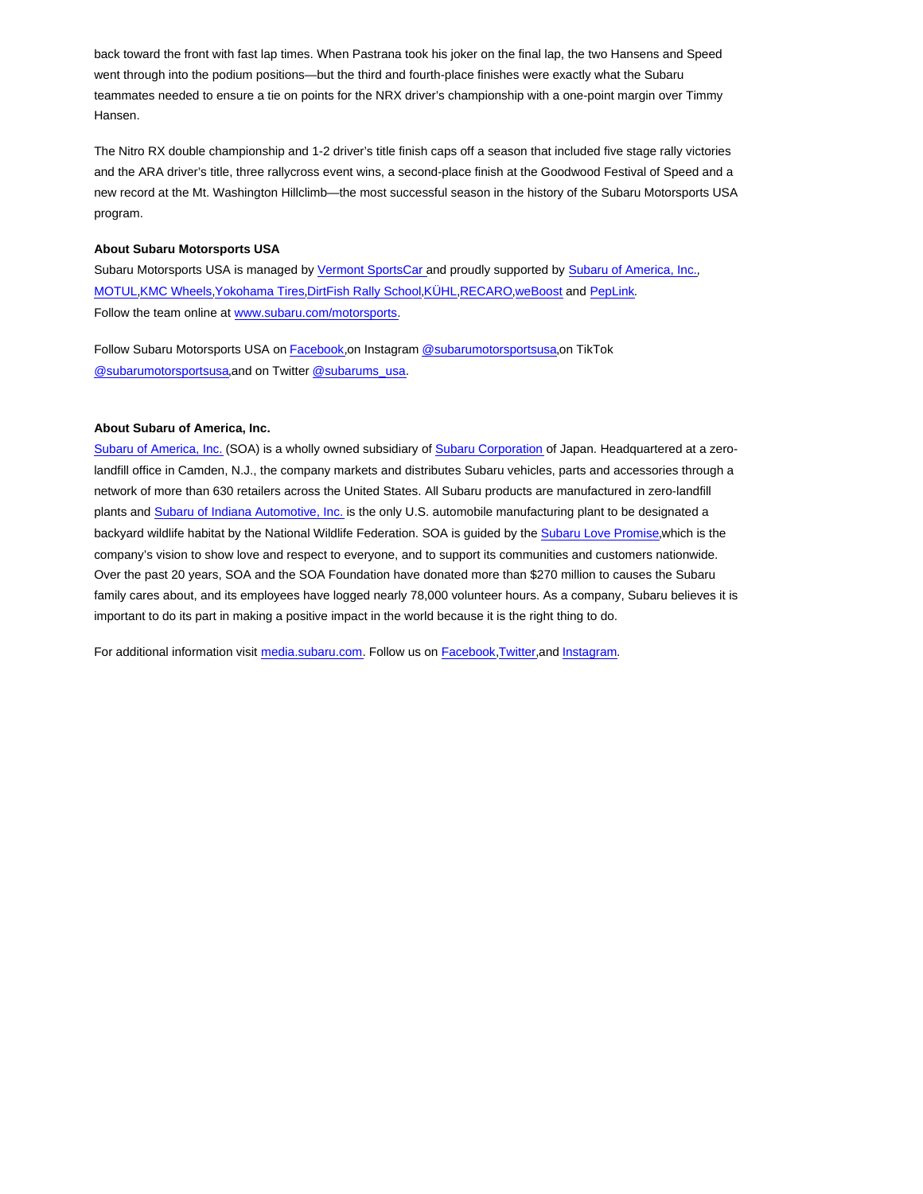back toward the front with fast lap times. When Pastrana took his joker on the final lap, the two Hansens and Speed went through into the podium positions—but the third and fourth-place finishes were exactly what the Subaru teammates needed to ensure a tie on points for the NRX driver's championship with a one-point margin over Timmy Hansen.

The Nitro RX double championship and 1-2 driver's title finish caps off a season that included five stage rally victories and the ARA driver's title, three rallycross event wins, a second-place finish at the Goodwood Festival of Speed and a new record at the Mt. Washington Hillclimb—the most successful season in the history of the Subaru Motorsports USA program.

**About Subaru Motorsports USA**

Subaru Motorsports USA is managed by Vermont SportsCar and proudly supported by Subaru of America, Inc., MOTUL, KMC Wheels, Yokohama Tires, DirtFish Rally School, KÜHL, RECARO, weBoost and PepLink.
Follow the team online at www.subaru.com/motorsports.

Follow Subaru Motorsports USA on Facebook, on Instagram @subarumotorsportsusa, on TikTok @subarumotorsportsusa, and on Twitter @subarums_usa.

**About Subaru of America, Inc.**

Subaru of America, Inc. (SOA) is a wholly owned subsidiary of Subaru Corporation of Japan. Headquartered at a zero-landfill office in Camden, N.J., the company markets and distributes Subaru vehicles, parts and accessories through a network of more than 630 retailers across the United States. All Subaru products are manufactured in zero-landfill plants and Subaru of Indiana Automotive, Inc. is the only U.S. automobile manufacturing plant to be designated a backyard wildlife habitat by the National Wildlife Federation. SOA is guided by the Subaru Love Promise, which is the company's vision to show love and respect to everyone, and to support its communities and customers nationwide. Over the past 20 years, SOA and the SOA Foundation have donated more than $270 million to causes the Subaru family cares about, and its employees have logged nearly 78,000 volunteer hours. As a company, Subaru believes it is important to do its part in making a positive impact in the world because it is the right thing to do.

For additional information visit media.subaru.com. Follow us on Facebook, Twitter, and Instagram.